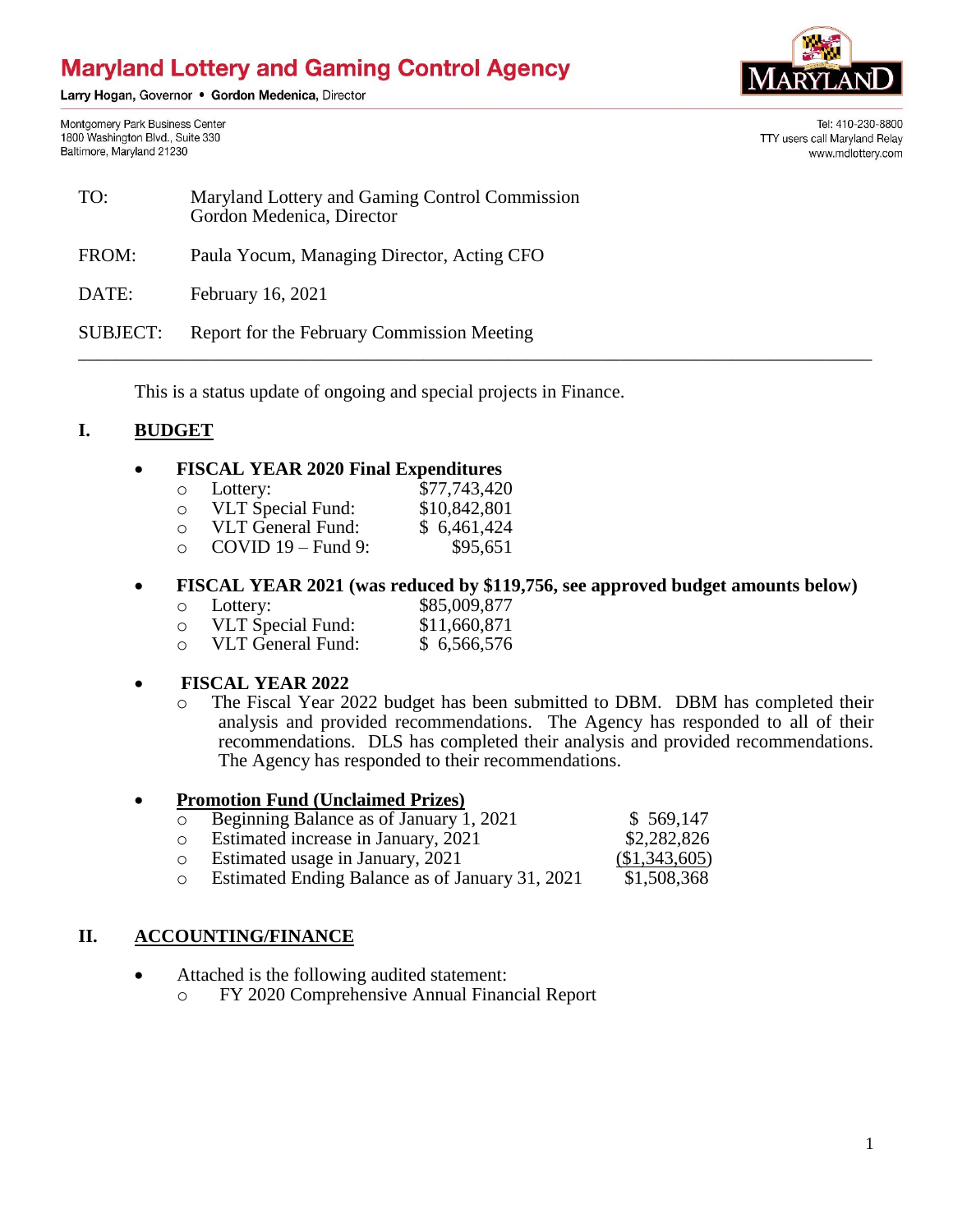# Maryland Lottery and Gaming Control Agency

Larry Hogan, Governor • Gordon Medenica, Director

Montgomery Park Business Center
1800 Washington Blvd., Suite 330
Baltimore, Maryland 21230

Tel: 410-230-8800
TTY users call Maryland Relay
www.mdlottery.com

TO: Maryland Lottery and Gaming Control Commission
Gordon Medenica, Director

FROM: Paula Yocum, Managing Director, Acting CFO

DATE: February 16, 2021

SUBJECT: Report for the February Commission Meeting

---

This is a status update of ongoing and special projects in Finance.

## I. BUDGET

- **FISCAL YEAR 2020 Final Expenditures**
  - Lottery: $77,743,420
  - VLT Special Fund: $10,842,801
  - VLT General Fund: $ 6,461,424
  - COVID 19 – Fund 9: $95,651

- **FISCAL YEAR 2021 (was reduced by $119,756, see approved budget amounts below)**
  - Lottery: $85,009,877
  - VLT Special Fund: $11,660,871
  - VLT General Fund: $ 6,566,576

- **FISCAL YEAR 2022**
  - The Fiscal Year 2022 budget has been submitted to DBM. DBM has completed their analysis and provided recommendations. The Agency has responded to all of their recommendations. DLS has completed their analysis and provided recommendations. The Agency has responded to their recommendations.

- **Promotion Fund (Unclaimed Prizes)**
  - Beginning Balance as of January 1, 2021: $ 569,147
  - Estimated increase in January, 2021: $2,282,826
  - Estimated usage in January, 2021: ($1,343,605)
  - Estimated Ending Balance as of January 31, 2021: $1,508,368

## II. ACCOUNTING/FINANCE

- Attached is the following audited statement:
  - FY 2020 Comprehensive Annual Financial Report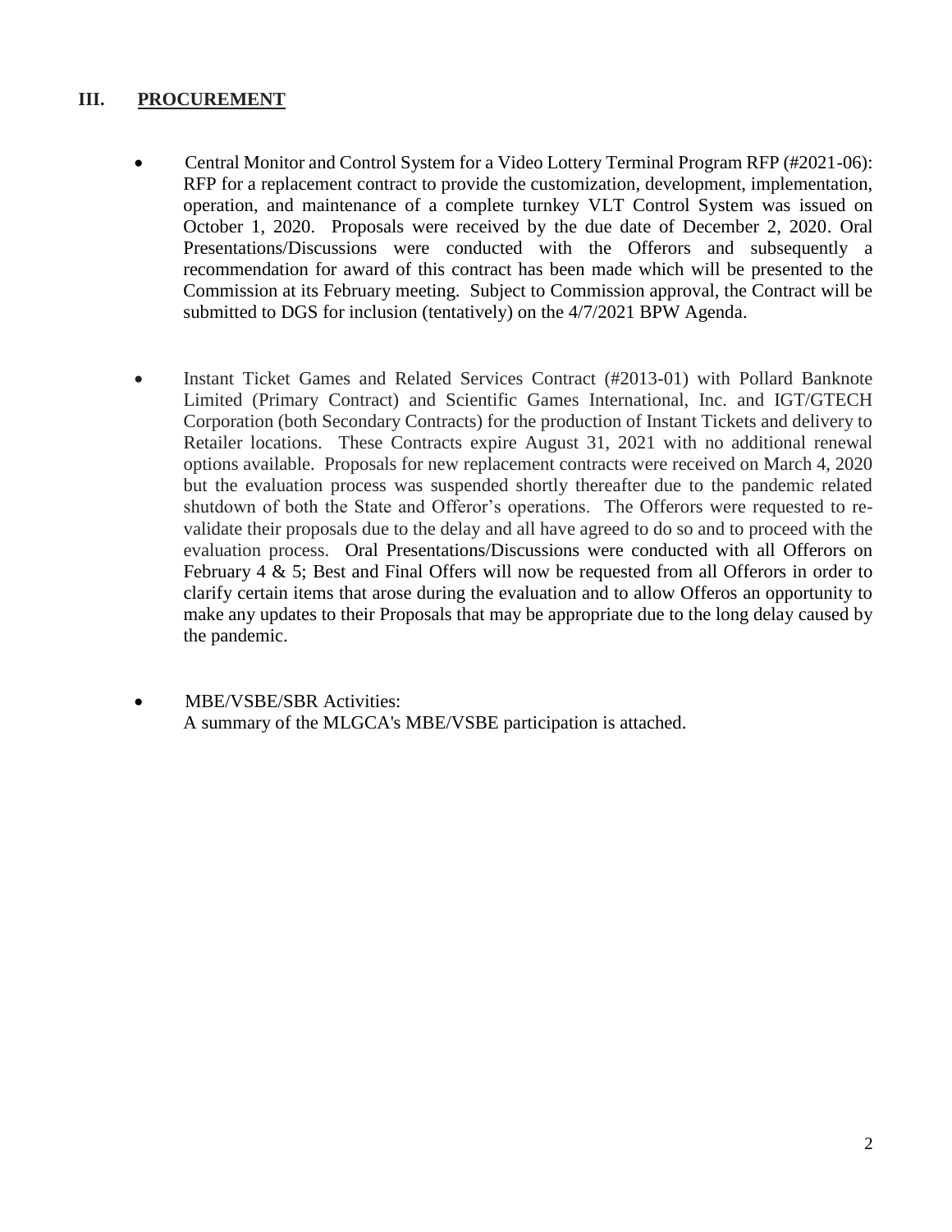## III. PROCUREMENT

- Central Monitor and Control System for a Video Lottery Terminal Program RFP (#2021-06): RFP for a replacement contract to provide the customization, development, implementation, operation, and maintenance of a complete turnkey VLT Control System was issued on October 1, 2020. Proposals were received by the due date of December 2, 2020. Oral Presentations/Discussions were conducted with the Offerors and subsequently a recommendation for award of this contract has been made which will be presented to the Commission at its February meeting. Subject to Commission approval, the Contract will be submitted to DGS for inclusion (tentatively) on the 4/7/2021 BPW Agenda.

- Instant Ticket Games and Related Services Contract (#2013-01) with Pollard Banknote Limited (Primary Contract) and Scientific Games International, Inc. and IGT/GTECH Corporation (both Secondary Contracts) for the production of Instant Tickets and delivery to Retailer locations. These Contracts expire August 31, 2021 with no additional renewal options available. Proposals for new replacement contracts were received on March 4, 2020 but the evaluation process was suspended shortly thereafter due to the pandemic related shutdown of both the State and Offeror's operations. The Offerors were requested to re-validate their proposals due to the delay and all have agreed to do so and to proceed with the evaluation process. Oral Presentations/Discussions were conducted with all Offerors on February 4 & 5; Best and Final Offers will now be requested from all Offerors in order to clarify certain items that arose during the evaluation and to allow Offeros an opportunity to make any updates to their Proposals that may be appropriate due to the long delay caused by the pandemic.

- MBE/VSBE/SBR Activities:
  A summary of the MLGCA's MBE/VSBE participation is attached.